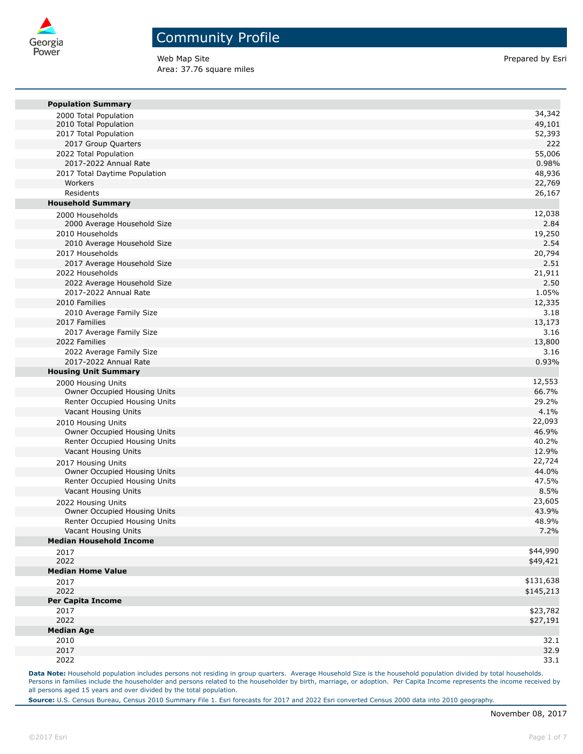# Community Profile

Web Map Site
Area: 37.76 square miles

Prepared by Esri

| | |
|---|---|
| **Population Summary** | |
| 2000 Total Population | 34,342 |
| 2010 Total Population | 49,101 |
| 2017 Total Population | 52,393 |
| 2017 Group Quarters | 222 |
| 2022 Total Population | 55,006 |
| 2017-2022 Annual Rate | 0.98% |
| 2017 Total Daytime Population | 48,936 |
| Workers | 22,769 |
| Residents | 26,167 |
| **Household Summary** | |
| 2000 Households | 12,038 |
| 2000 Average Household Size | 2.84 |
| 2010 Households | 19,250 |
| 2010 Average Household Size | 2.54 |
| 2017 Households | 20,794 |
| 2017 Average Household Size | 2.51 |
| 2022 Households | 21,911 |
| 2022 Average Household Size | 2.50 |
| 2017-2022 Annual Rate | 1.05% |
| 2010 Families | 12,335 |
| 2010 Average Family Size | 3.18 |
| 2017 Families | 13,173 |
| 2017 Average Family Size | 3.16 |
| 2022 Families | 13,800 |
| 2022 Average Family Size | 3.16 |
| 2017-2022 Annual Rate | 0.93% |
| **Housing Unit Summary** | |
| 2000 Housing Units | 12,553 |
| Owner Occupied Housing Units | 66.7% |
| Renter Occupied Housing Units | 29.2% |
| Vacant Housing Units | 4.1% |
| 2010 Housing Units | 22,093 |
| Owner Occupied Housing Units | 46.9% |
| Renter Occupied Housing Units | 40.2% |
| Vacant Housing Units | 12.9% |
| 2017 Housing Units | 22,724 |
| Owner Occupied Housing Units | 44.0% |
| Renter Occupied Housing Units | 47.5% |
| Vacant Housing Units | 8.5% |
| 2022 Housing Units | 23,605 |
| Owner Occupied Housing Units | 43.9% |
| Renter Occupied Housing Units | 48.9% |
| Vacant Housing Units | 7.2% |
| **Median Household Income** | |
| 2017 | $44,990 |
| 2022 | $49,421 |
| **Median Home Value** | |
| 2017 | $131,638 |
| 2022 | $145,213 |
| **Per Capita Income** | |
| 2017 | $23,782 |
| 2022 | $27,191 |
| **Median Age** | |
| 2010 | 32.1 |
| 2017 | 32.9 |
| 2022 | 33.1 |

**Data Note:** Household population includes persons not residing in group quarters. Average Household Size is the household population divided by total households. Persons in families include the householder and persons related to the householder by birth, marriage, or adoption. Per Capita Income represents the income received by all persons aged 15 years and over divided by the total population.

**Source:** U.S. Census Bureau, Census 2010 Summary File 1. Esri forecasts for 2017 and 2022 Esri converted Census 2000 data into 2010 geography.

November 08, 2017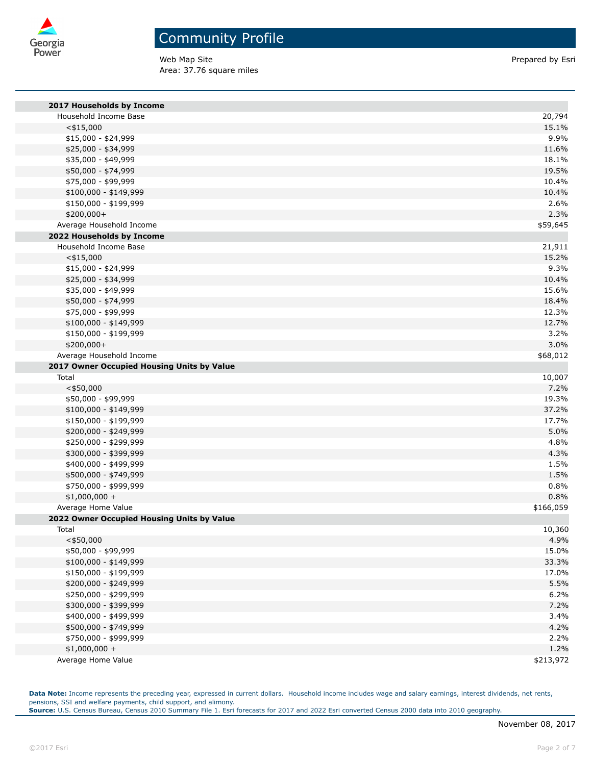# Community Profile

Web Map Site
Area: 37.76 square miles

Prepared by Esri

| | |
|---|---|
| **2017 Households by Income** | |
| Household Income Base | 20,794 |
| <$15,000 | 15.1% |
| $15,000 - $24,999 | 9.9% |
| $25,000 - $34,999 | 11.6% |
| $35,000 - $49,999 | 18.1% |
| $50,000 - $74,999 | 19.5% |
| $75,000 - $99,999 | 10.4% |
| $100,000 - $149,999 | 10.4% |
| $150,000 - $199,999 | 2.6% |
| $200,000+ | 2.3% |
| Average Household Income | $59,645 |
| **2022 Households by Income** | |
| Household Income Base | 21,911 |
| <$15,000 | 15.2% |
| $15,000 - $24,999 | 9.3% |
| $25,000 - $34,999 | 10.4% |
| $35,000 - $49,999 | 15.6% |
| $50,000 - $74,999 | 18.4% |
| $75,000 - $99,999 | 12.3% |
| $100,000 - $149,999 | 12.7% |
| $150,000 - $199,999 | 3.2% |
| $200,000+ | 3.0% |
| Average Household Income | $68,012 |
| **2017 Owner Occupied Housing Units by Value** | |
| Total | 10,007 |
| <$50,000 | 7.2% |
| $50,000 - $99,999 | 19.3% |
| $100,000 - $149,999 | 37.2% |
| $150,000 - $199,999 | 17.7% |
| $200,000 - $249,999 | 5.0% |
| $250,000 - $299,999 | 4.8% |
| $300,000 - $399,999 | 4.3% |
| $400,000 - $499,999 | 1.5% |
| $500,000 - $749,999 | 1.5% |
| $750,000 - $999,999 | 0.8% |
| $1,000,000 + | 0.8% |
| Average Home Value | $166,059 |
| **2022 Owner Occupied Housing Units by Value** | |
| Total | 10,360 |
| <$50,000 | 4.9% |
| $50,000 - $99,999 | 15.0% |
| $100,000 - $149,999 | 33.3% |
| $150,000 - $199,999 | 17.0% |
| $200,000 - $249,999 | 5.5% |
| $250,000 - $299,999 | 6.2% |
| $300,000 - $399,999 | 7.2% |
| $400,000 - $499,999 | 3.4% |
| $500,000 - $749,999 | 4.2% |
| $750,000 - $999,999 | 2.2% |
| $1,000,000 + | 1.2% |
| Average Home Value | $213,972 |

**Data Note:** Income represents the preceding year, expressed in current dollars. Household income includes wage and salary earnings, interest dividends, net rents, pensions, SSI and welfare payments, child support, and alimony.
**Source:** U.S. Census Bureau, Census 2010 Summary File 1. Esri forecasts for 2017 and 2022 Esri converted Census 2000 data into 2010 geography.

November 08, 2017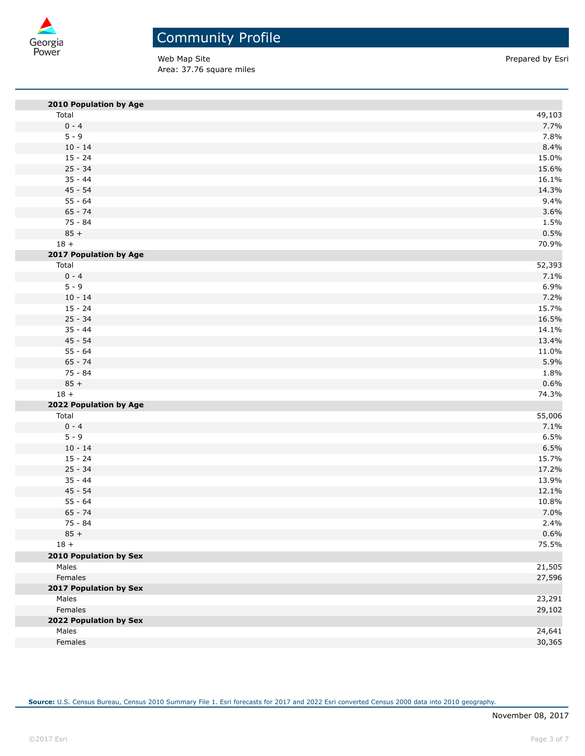# Community Profile

Web Map Site
Area: 37.76 square miles

Prepared by Esri

| | |
|---|---|
| **2010 Population by Age** | |
| Total | 49,103 |
| 0 - 4 | 7.7% |
| 5 - 9 | 7.8% |
| 10 - 14 | 8.4% |
| 15 - 24 | 15.0% |
| 25 - 34 | 15.6% |
| 35 - 44 | 16.1% |
| 45 - 54 | 14.3% |
| 55 - 64 | 9.4% |
| 65 - 74 | 3.6% |
| 75 - 84 | 1.5% |
| 85 + | 0.5% |
| 18 + | 70.9% |
| **2017 Population by Age** | |
| Total | 52,393 |
| 0 - 4 | 7.1% |
| 5 - 9 | 6.9% |
| 10 - 14 | 7.2% |
| 15 - 24 | 15.7% |
| 25 - 34 | 16.5% |
| 35 - 44 | 14.1% |
| 45 - 54 | 13.4% |
| 55 - 64 | 11.0% |
| 65 - 74 | 5.9% |
| 75 - 84 | 1.8% |
| 85 + | 0.6% |
| 18 + | 74.3% |
| **2022 Population by Age** | |
| Total | 55,006 |
| 0 - 4 | 7.1% |
| 5 - 9 | 6.5% |
| 10 - 14 | 6.5% |
| 15 - 24 | 15.7% |
| 25 - 34 | 17.2% |
| 35 - 44 | 13.9% |
| 45 - 54 | 12.1% |
| 55 - 64 | 10.8% |
| 65 - 74 | 7.0% |
| 75 - 84 | 2.4% |
| 85 + | 0.6% |
| 18 + | 75.5% |
| **2010 Population by Sex** | |
| Males | 21,505 |
| Females | 27,596 |
| **2017 Population by Sex** | |
| Males | 23,291 |
| Females | 29,102 |
| **2022 Population by Sex** | |
| Males | 24,641 |
| Females | 30,365 |

**Source:** U.S. Census Bureau, Census 2010 Summary File 1. Esri forecasts for 2017 and 2022 Esri converted Census 2000 data into 2010 geography.

November 08, 2017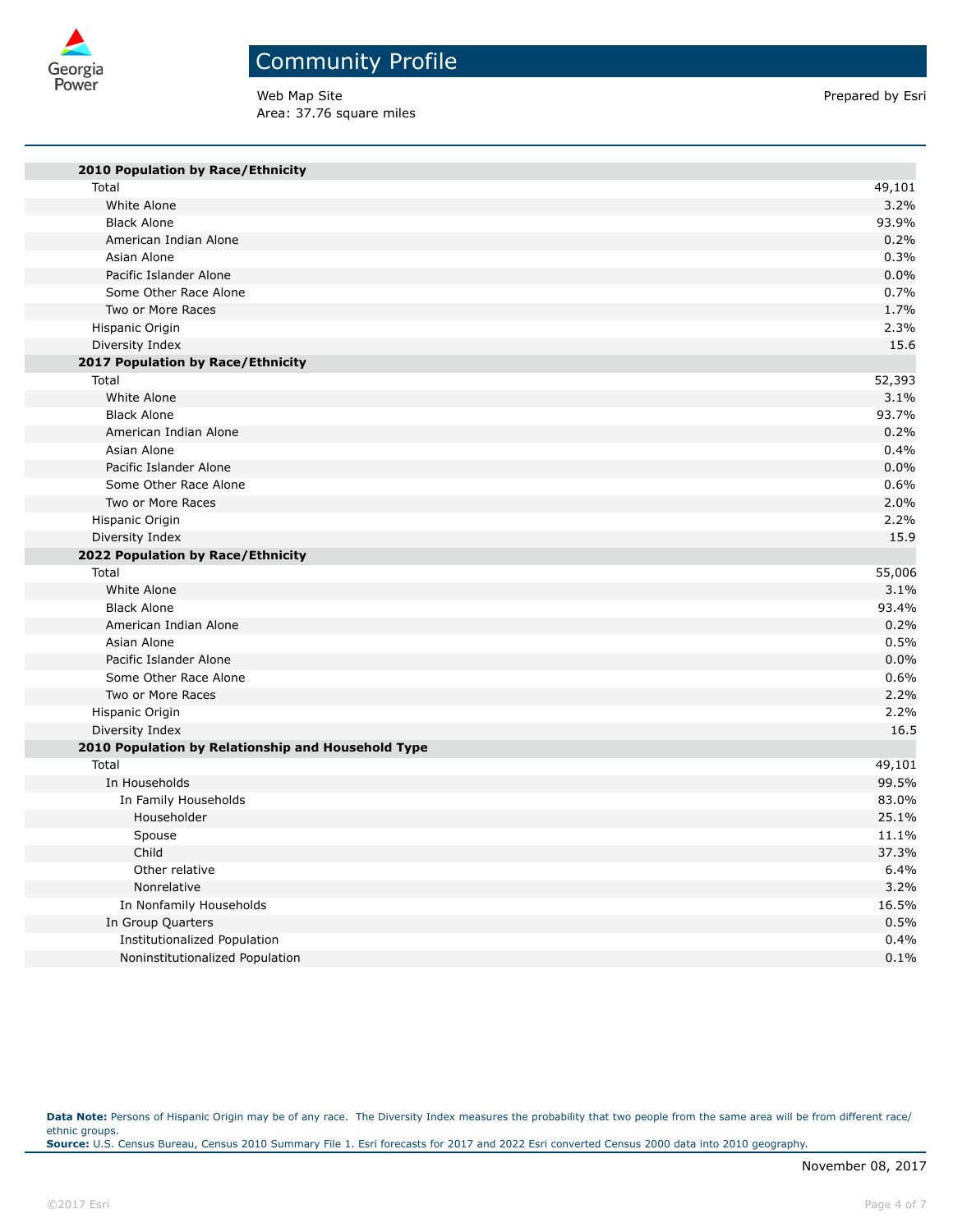# Community Profile

Web Map Site
Area: 37.76 square miles

Prepared by Esri

| | |
|---|---|
| **2010 Population by Race/Ethnicity** | |
| Total | 49,101 |
| White Alone | 3.2% |
| Black Alone | 93.9% |
| American Indian Alone | 0.2% |
| Asian Alone | 0.3% |
| Pacific Islander Alone | 0.0% |
| Some Other Race Alone | 0.7% |
| Two or More Races | 1.7% |
| Hispanic Origin | 2.3% |
| Diversity Index | 15.6 |
| **2017 Population by Race/Ethnicity** | |
| Total | 52,393 |
| White Alone | 3.1% |
| Black Alone | 93.7% |
| American Indian Alone | 0.2% |
| Asian Alone | 0.4% |
| Pacific Islander Alone | 0.0% |
| Some Other Race Alone | 0.6% |
| Two or More Races | 2.0% |
| Hispanic Origin | 2.2% |
| Diversity Index | 15.9 |
| **2022 Population by Race/Ethnicity** | |
| Total | 55,006 |
| White Alone | 3.1% |
| Black Alone | 93.4% |
| American Indian Alone | 0.2% |
| Asian Alone | 0.5% |
| Pacific Islander Alone | 0.0% |
| Some Other Race Alone | 0.6% |
| Two or More Races | 2.2% |
| Hispanic Origin | 2.2% |
| Diversity Index | 16.5 |
| **2010 Population by Relationship and Household Type** | |
| Total | 49,101 |
| In Households | 99.5% |
| In Family Households | 83.0% |
| Householder | 25.1% |
| Spouse | 11.1% |
| Child | 37.3% |
| Other relative | 6.4% |
| Nonrelative | 3.2% |
| In Nonfamily Households | 16.5% |
| In Group Quarters | 0.5% |
| Institutionalized Population | 0.4% |
| Noninstitutionalized Population | 0.1% |

**Data Note:** Persons of Hispanic Origin may be of any race. The Diversity Index measures the probability that two people from the same area will be from different race/ ethnic groups.
**Source:** U.S. Census Bureau, Census 2010 Summary File 1. Esri forecasts for 2017 and 2022 Esri converted Census 2000 data into 2010 geography.

November 08, 2017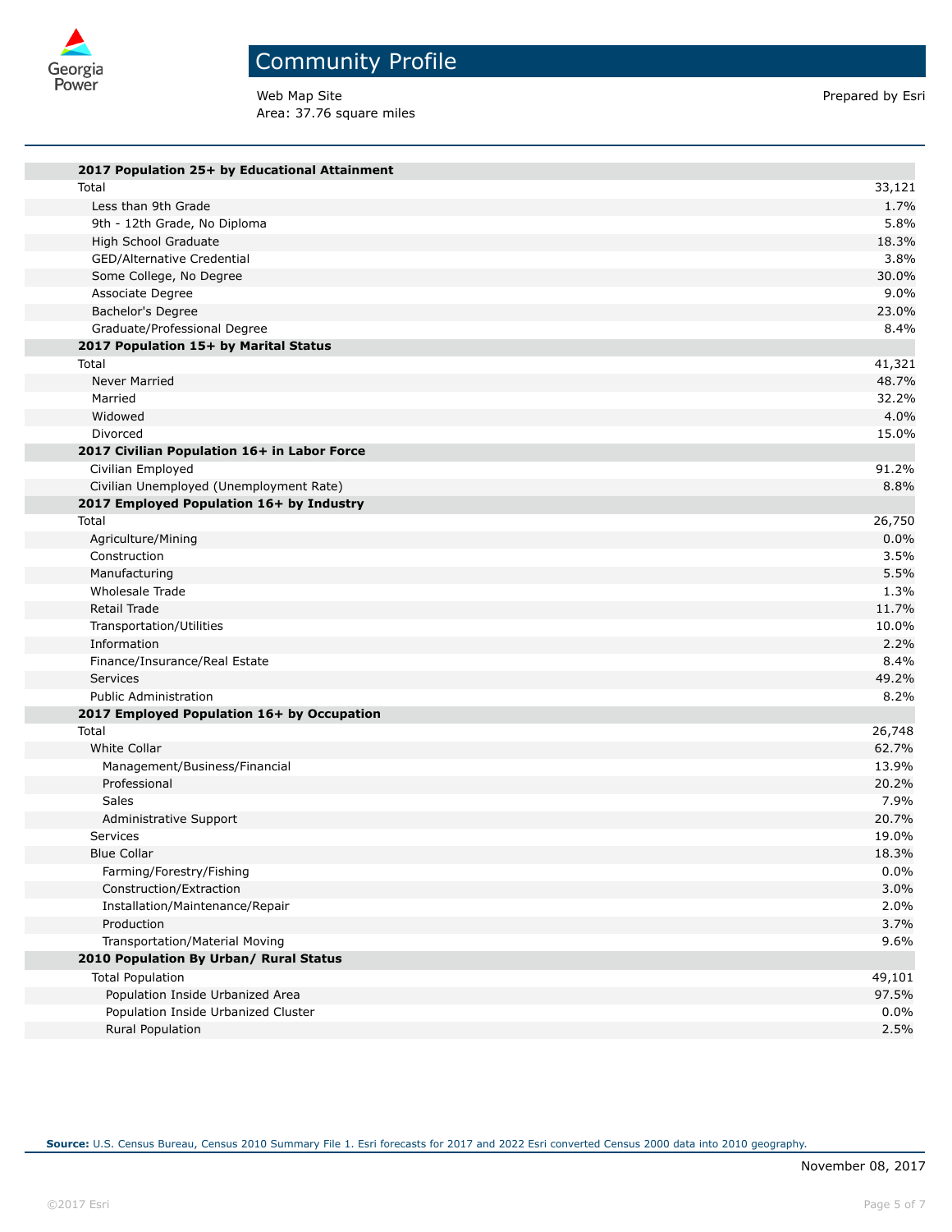# Community Profile

Web Map Site
Area: 37.76 square miles

Prepared by Esri

| | |
|---|---|
| **2017 Population 25+ by Educational Attainment** | |
| Total | 33,121 |
| Less than 9th Grade | 1.7% |
| 9th - 12th Grade, No Diploma | 5.8% |
| High School Graduate | 18.3% |
| GED/Alternative Credential | 3.8% |
| Some College, No Degree | 30.0% |
| Associate Degree | 9.0% |
| Bachelor's Degree | 23.0% |
| Graduate/Professional Degree | 8.4% |
| **2017 Population 15+ by Marital Status** | |
| Total | 41,321 |
| Never Married | 48.7% |
| Married | 32.2% |
| Widowed | 4.0% |
| Divorced | 15.0% |
| **2017 Civilian Population 16+ in Labor Force** | |
| Civilian Employed | 91.2% |
| Civilian Unemployed (Unemployment Rate) | 8.8% |
| **2017 Employed Population 16+ by Industry** | |
| Total | 26,750 |
| Agriculture/Mining | 0.0% |
| Construction | 3.5% |
| Manufacturing | 5.5% |
| Wholesale Trade | 1.3% |
| Retail Trade | 11.7% |
| Transportation/Utilities | 10.0% |
| Information | 2.2% |
| Finance/Insurance/Real Estate | 8.4% |
| Services | 49.2% |
| Public Administration | 8.2% |
| **2017 Employed Population 16+ by Occupation** | |
| Total | 26,748 |
| White Collar | 62.7% |
| Management/Business/Financial | 13.9% |
| Professional | 20.2% |
| Sales | 7.9% |
| Administrative Support | 20.7% |
| Services | 19.0% |
| Blue Collar | 18.3% |
| Farming/Forestry/Fishing | 0.0% |
| Construction/Extraction | 3.0% |
| Installation/Maintenance/Repair | 2.0% |
| Production | 3.7% |
| Transportation/Material Moving | 9.6% |
| **2010 Population By Urban/ Rural Status** | |
| Total Population | 49,101 |
| Population Inside Urbanized Area | 97.5% |
| Population Inside Urbanized Cluster | 0.0% |
| Rural Population | 2.5% |

**Source:** U.S. Census Bureau, Census 2010 Summary File 1. Esri forecasts for 2017 and 2022 Esri converted Census 2000 data into 2010 geography.

November 08, 2017

©2017 Esri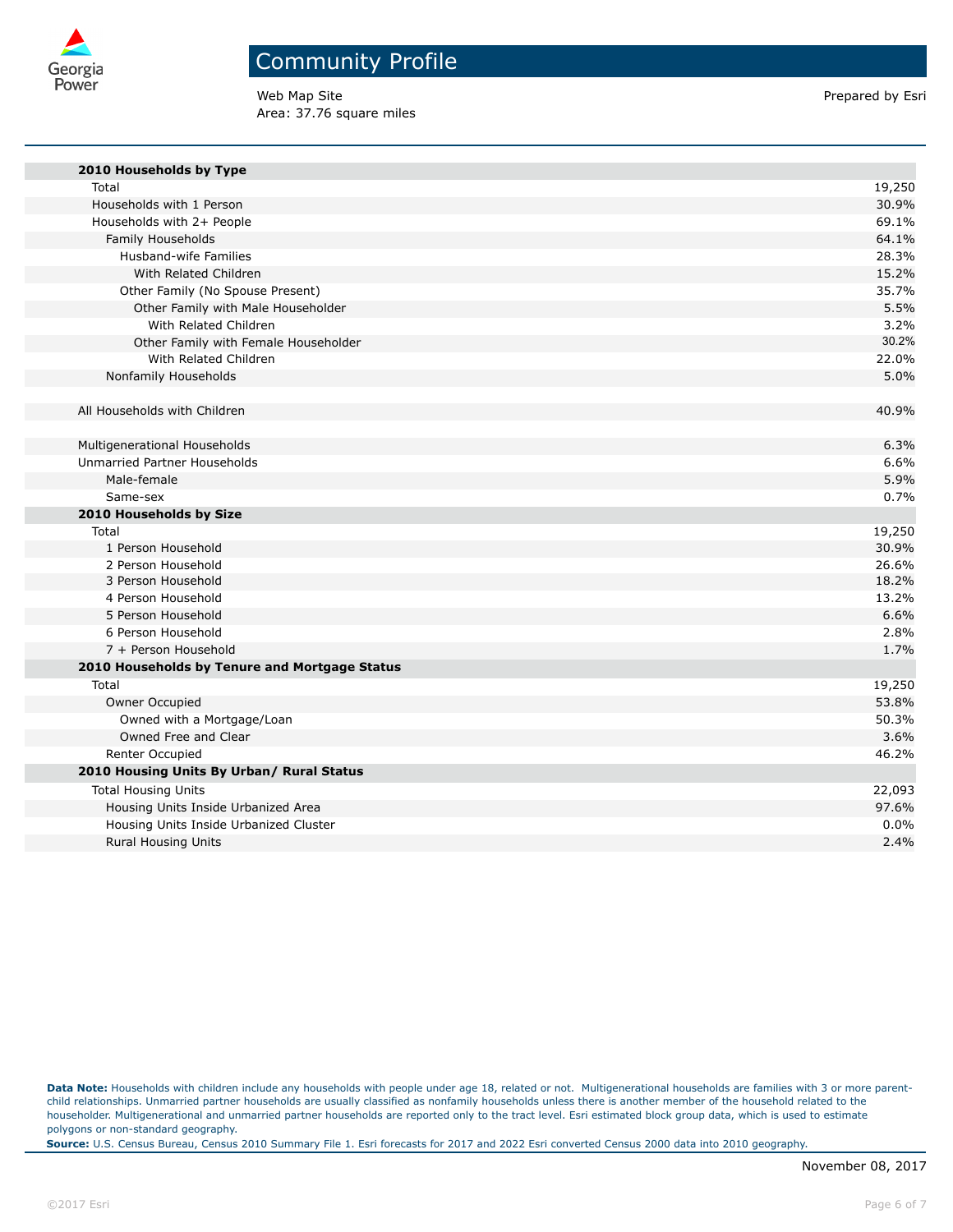# Community Profile

Web Map Site
Area: 37.76 square miles

Prepared by Esri

| 2010 Households by Type | |
|---|---|
| Total | 19,250 |
| Households with 1 Person | 30.9% |
| Households with 2+ People | 69.1% |
| Family Households | 64.1% |
| Husband-wife Families | 28.3% |
| With Related Children | 15.2% |
| Other Family (No Spouse Present) | 35.7% |
| Other Family with Male Householder | 5.5% |
| With Related Children | 3.2% |
| Other Family with Female Householder | 30.2% |
| With Related Children | 22.0% |
| Nonfamily Households | 5.0% |
| | |
| All Households with Children | 40.9% |
| | |
| Multigenerational Households | 6.3% |
| Unmarried Partner Households | 6.6% |
| Male-female | 5.9% |
| Same-sex | 0.7% |
| **2010 Households by Size** | |
| Total | 19,250 |
| 1 Person Household | 30.9% |
| 2 Person Household | 26.6% |
| 3 Person Household | 18.2% |
| 4 Person Household | 13.2% |
| 5 Person Household | 6.6% |
| 6 Person Household | 2.8% |
| 7 + Person Household | 1.7% |
| **2010 Households by Tenure and Mortgage Status** | |
| Total | 19,250 |
| Owner Occupied | 53.8% |
| Owned with a Mortgage/Loan | 50.3% |
| Owned Free and Clear | 3.6% |
| Renter Occupied | 46.2% |
| **2010 Housing Units By Urban/ Rural Status** | |
| Total Housing Units | 22,093 |
| Housing Units Inside Urbanized Area | 97.6% |
| Housing Units Inside Urbanized Cluster | 0.0% |
| Rural Housing Units | 2.4% |

**Data Note:** Households with children include any households with people under age 18, related or not. Multigenerational households are families with 3 or more parent-child relationships. Unmarried partner households are usually classified as nonfamily households unless there is another member of the household related to the householder. Multigenerational and unmarried partner households are reported only to the tract level. Esri estimated block group data, which is used to estimate polygons or non-standard geography.

**Source:** U.S. Census Bureau, Census 2010 Summary File 1. Esri forecasts for 2017 and 2022 Esri converted Census 2000 data into 2010 geography.

November 08, 2017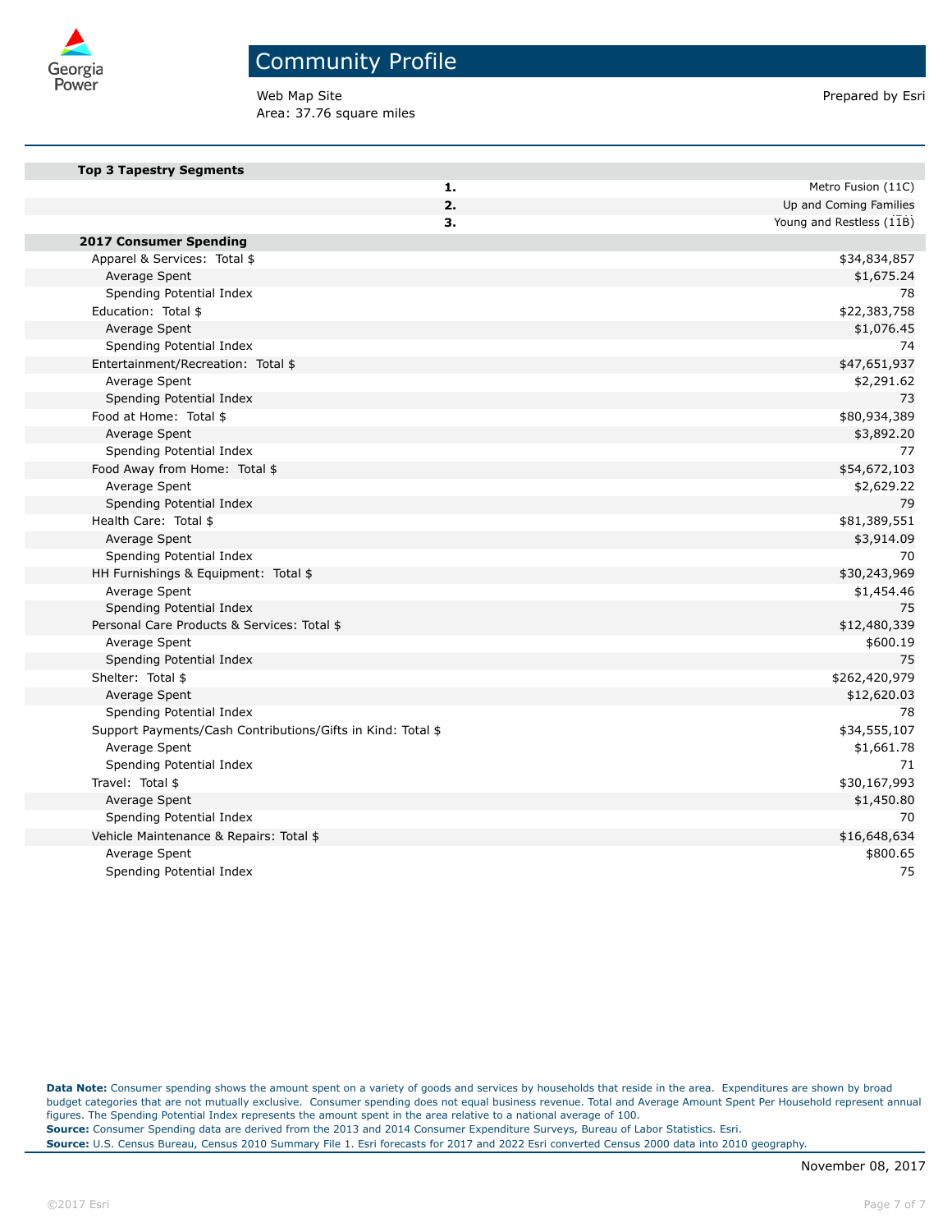# Community Profile

Web Map Site
Area: 37.76 square miles

Prepared by Esri

| | | |
|---|---|---|
| **Top 3 Tapestry Segments** | | |
| | **1.** | Metro Fusion (11C) |
| | **2.** | Up and Coming Families |
| | **3.** | Young and Restless (11B) |
| **2017 Consumer Spending** | | |
| Apparel & Services: Total $ | | $34,834,857 |
| Average Spent | | $1,675.24 |
| Spending Potential Index | | 78 |
| Education: Total $ | | $22,383,758 |
| Average Spent | | $1,076.45 |
| Spending Potential Index | | 74 |
| Entertainment/Recreation: Total $ | | $47,651,937 |
| Average Spent | | $2,291.62 |
| Spending Potential Index | | 73 |
| Food at Home: Total $ | | $80,934,389 |
| Average Spent | | $3,892.20 |
| Spending Potential Index | | 77 |
| Food Away from Home: Total $ | | $54,672,103 |
| Average Spent | | $2,629.22 |
| Spending Potential Index | | 79 |
| Health Care: Total $ | | $81,389,551 |
| Average Spent | | $3,914.09 |
| Spending Potential Index | | 70 |
| HH Furnishings & Equipment: Total $ | | $30,243,969 |
| Average Spent | | $1,454.46 |
| Spending Potential Index | | 75 |
| Personal Care Products & Services: Total $ | | $12,480,339 |
| Average Spent | | $600.19 |
| Spending Potential Index | | 75 |
| Shelter: Total $ | | $262,420,979 |
| Average Spent | | $12,620.03 |
| Spending Potential Index | | 78 |
| Support Payments/Cash Contributions/Gifts in Kind: Total $ | | $34,555,107 |
| Average Spent | | $1,661.78 |
| Spending Potential Index | | 71 |
| Travel: Total $ | | $30,167,993 |
| Average Spent | | $1,450.80 |
| Spending Potential Index | | 70 |
| Vehicle Maintenance & Repairs: Total $ | | $16,648,634 |
| Average Spent | | $800.65 |
| Spending Potential Index | | 75 |

**Data Note:** Consumer spending shows the amount spent on a variety of goods and services by households that reside in the area. Expenditures are shown by broad budget categories that are not mutually exclusive. Consumer spending does not equal business revenue. Total and Average Amount Spent Per Household represent annual figures. The Spending Potential Index represents the amount spent in the area relative to a national average of 100.
**Source:** Consumer Spending data are derived from the 2013 and 2014 Consumer Expenditure Surveys, Bureau of Labor Statistics. Esri.
**Source:** U.S. Census Bureau, Census 2010 Summary File 1. Esri forecasts for 2017 and 2022 Esri converted Census 2000 data into 2010 geography.

November 08, 2017

©2017 Esri